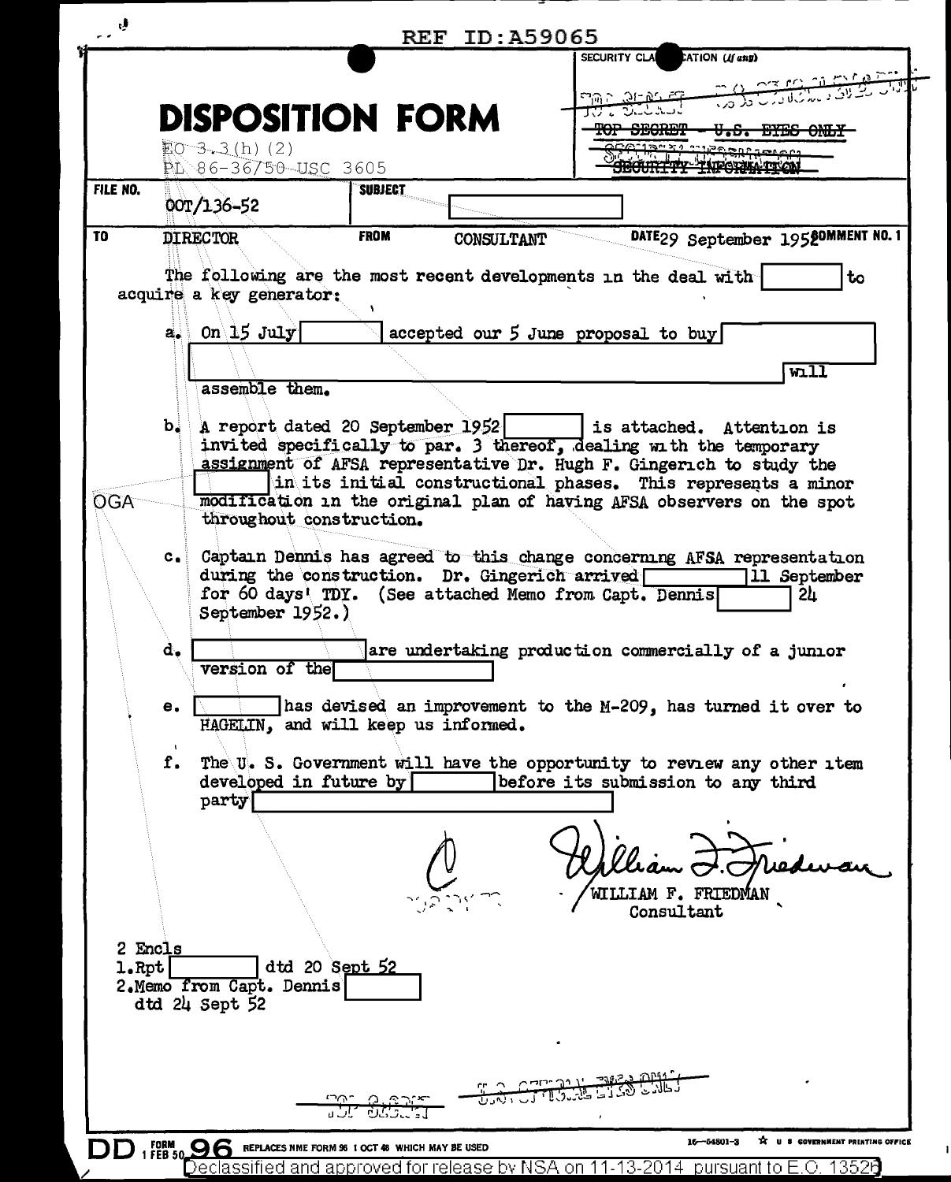REF ID:A59065

# DISPOSITION FORM

EO 3.3(h)(2)
PL 86-36/50 USC 3605

SECURITY CLASSIFICATION (If any)

~~TOP SECRET - U.S. EYES ONLY~~

~~SECURITY INFORMATION~~

| FILE NO. | SUBJECT | | |
|---|---|---|---|
| OOT/136-52 | [redacted] | | |
| **TO** DIRECTOR | **FROM** CONSULTANT | **DATE** 29 September 1952 | **COMMENT NO. 1** |

The following are the most recent developments in the deal with [redacted] to acquire a key generator:

a. On 15 July [redacted] accepted our 5 June proposal to buy [redacted] will assemble them.

b. A report dated 20 September 1952 [redacted] is attached. Attention is invited specifically to par. 3 thereof, dealing with the temporary assignment of AFSA representative Dr. Hugh F. Gingerich to study the [redacted] in its initial constructional phases. This represents a minor modification in the original plan of having AFSA observers on the spot throughout construction.

OGA

c. Captain Dennis has agreed to this change concerning AFSA representation during the construction. Dr. Gingerich arrived [redacted] 11 September for 60 days' TDY. (See attached Memo from Capt. Dennis [redacted] 24 September 1952.)

d. [redacted] are undertaking production commercially of a junior version of the [redacted]

e. [redacted] has devised an improvement to the M-209, has turned it over to HAGELIN, and will keep us informed.

f. The U. S. Government will have the opportunity to review any other item developed in future by [redacted] before its submission to any third party [redacted]

William F. Friedman

WILLIAM F. FRIEDMAN
Consultant

2 Encls
1. Rpt [redacted] dtd 20 Sept 52
2. Memo from Capt. Dennis [redacted] dtd 24 Sept 52

~~TOP SECRET~~ ~~U.S. OFFICIAL EYES ONLY~~

DD FORM 96, 1 FEB 50 — REPLACES NME FORM 96 1 OCT 48 WHICH MAY BE USED

Declassified and approved for release by NSA on 11-13-2014 pursuant to E.O. 13526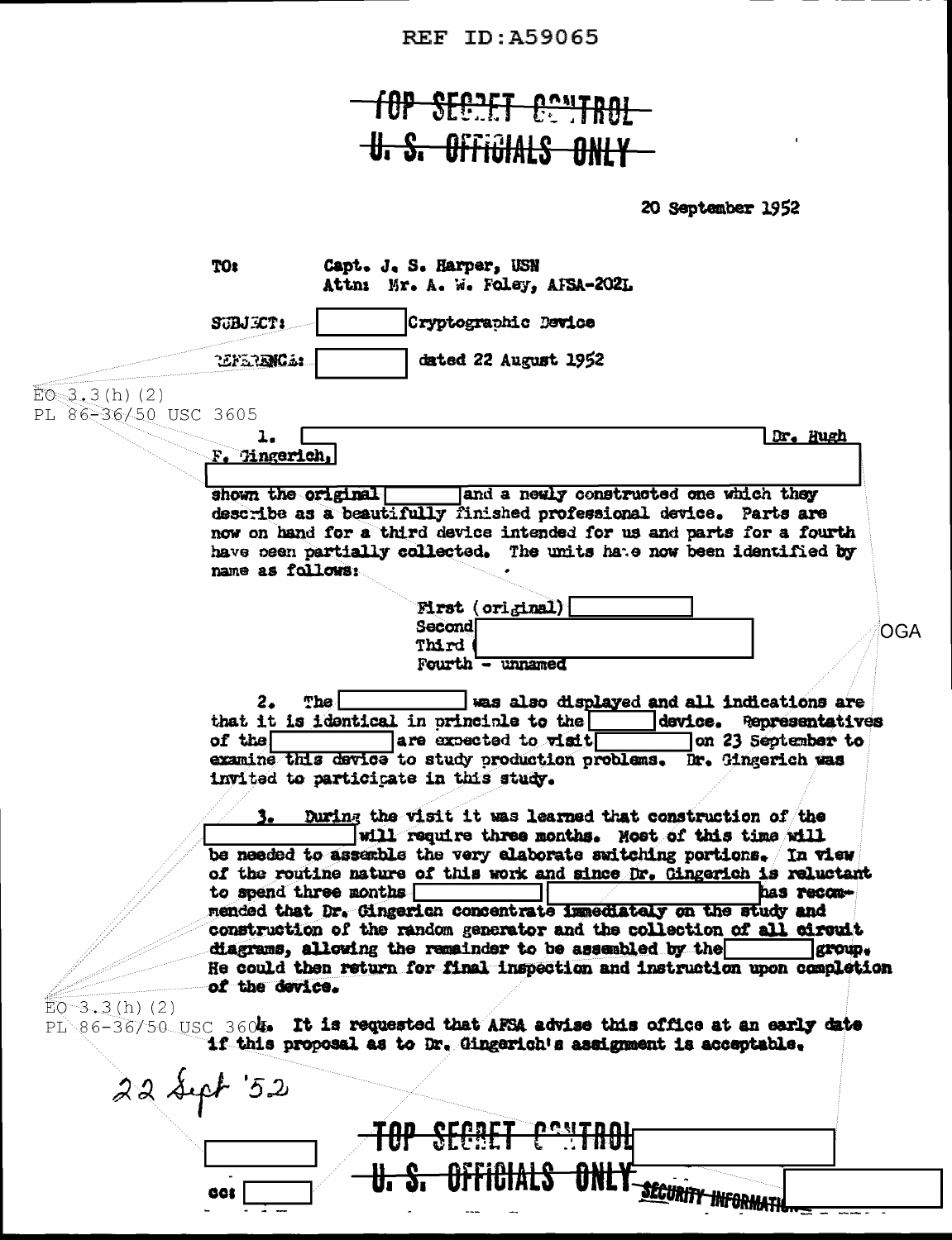REF ID:A59065

~~TOP SECRET CONTROL~~
~~U. S. OFFICIALS ONLY~~

20 September 1952

TO: Capt. J. S. Harper, USN
Attn: Mr. A. W. Foley, AFSA-202L

SUBJECT: [ ] Cryptographic Device

REFERENCE: [ ] dated 22 August 1952

EO 3.3(h)(2)
PL 86-36/50 USC 3605

1. [ ] Dr. Hugh F. Gingerich, [ ] shown the original [ ] and a newly constructed one which they describe as a beautifully finished professional device. Parts are now on hand for a third device intended for us and parts for a fourth have been partially collected. The units have now been identified by name as follows:

First (original) [ ]
Second [ ]
Third [ ]
Fourth - unnamed

OGA

2. The [ ] was also displayed and all indications are that it is identical in principle to the [ ] device. Representatives of the [ ] are expected to visit [ ] on 23 September to examine this device to study production problems. Dr. Gingerich was invited to participate in this study.

3. During the visit it was learned that construction of the [ ] will require three months. Most of this time will be needed to assemble the very elaborate switching portions. In view of the routine nature of this work and since Dr. Gingerich is reluctant to spend three months [ ] [ ] has recommended that Dr. Gingerich concentrate immediately on the study and construction of the random generator and the collection of all circuit diagrams, allowing the remainder to be assembled by the [ ] group. He could then return for final inspection and instruction upon completion of the device.

EO 3.3(h)(2)
PL 86-36/50 USC 3605

4. It is requested that AFSA advise this office at an early date if this proposal as to Dr. Gingerich's assignment is acceptable.

22 Sept '52

[ ]

cc: [ ]

~~TOP SECRET CONTROL~~
~~U. S. OFFICIALS ONLY~~ ~~SECURITY INFORMATION~~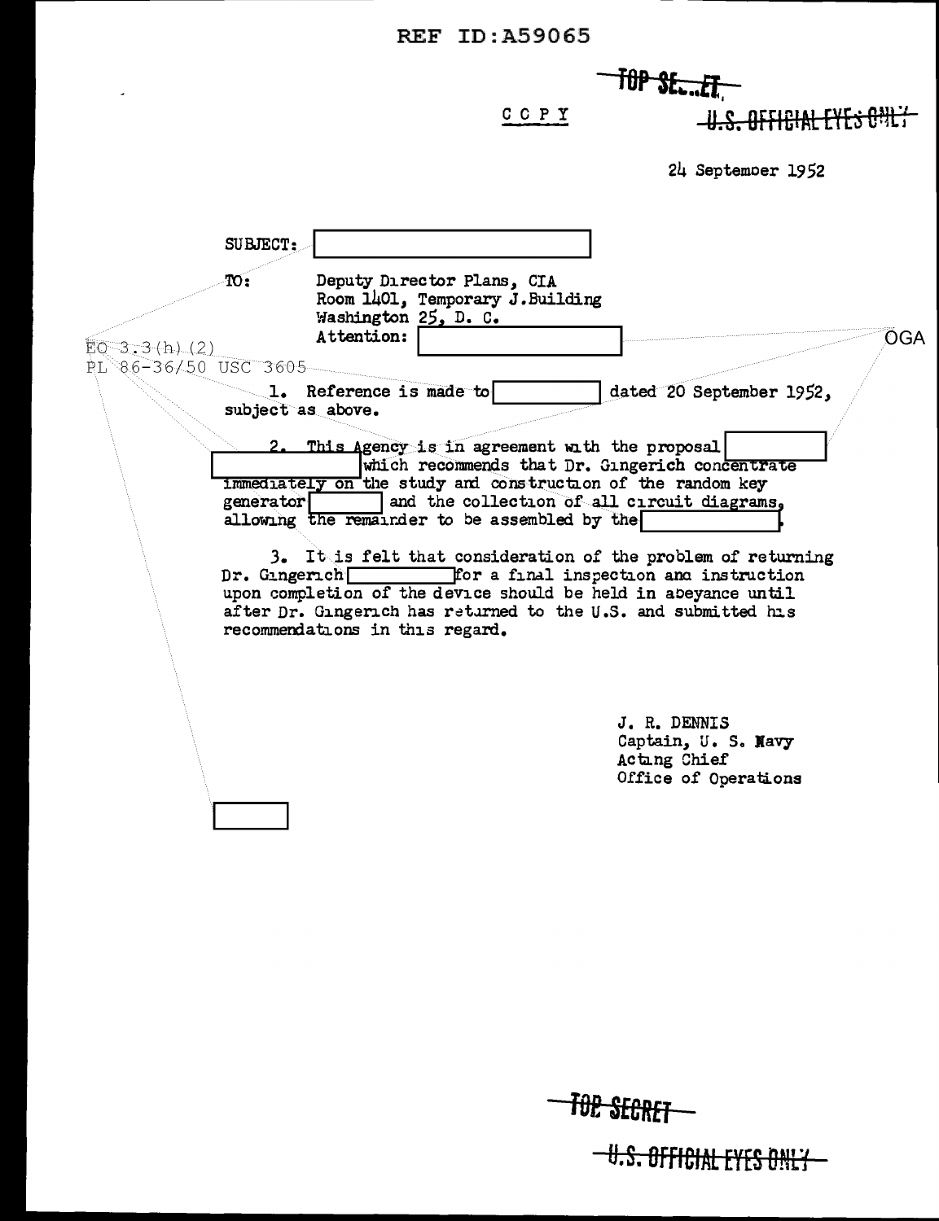REF ID:A59065

~~TOP SECRET~~

COPY

~~U.S. OFFICIAL EYES ONLY~~

24 September 1952

SUBJECT: [ ]

TO: Deputy Director Plans, CIA
Room 1401, Temporary J.Building
Washington 25, D. C.
Attention: [ ]

OGA

EO 3.3(h)(2)
PL 86-36/50 USC 3605

1. Reference is made to [ ] dated 20 September 1952, subject as above.

2. This Agency is in agreement with the proposal [ ] [ ] which recommends that Dr. Gingerich concentrate immediately on the study and construction of the random key generator [ ] and the collection of all circuit diagrams, allowing the remainder to be assembled by the [ ].

3. It is felt that consideration of the problem of returning Dr. Gingerich [ ] for a final inspection and instruction upon completion of the device should be held in abeyance until after Dr. Gingerich has returned to the U.S. and submitted his recommendations in this regard.

J. R. DENNIS
Captain, U. S. Navy
Acting Chief
Office of Operations

[ ]

~~TOP SECRET~~

~~U.S. OFFICIAL EYES ONLY~~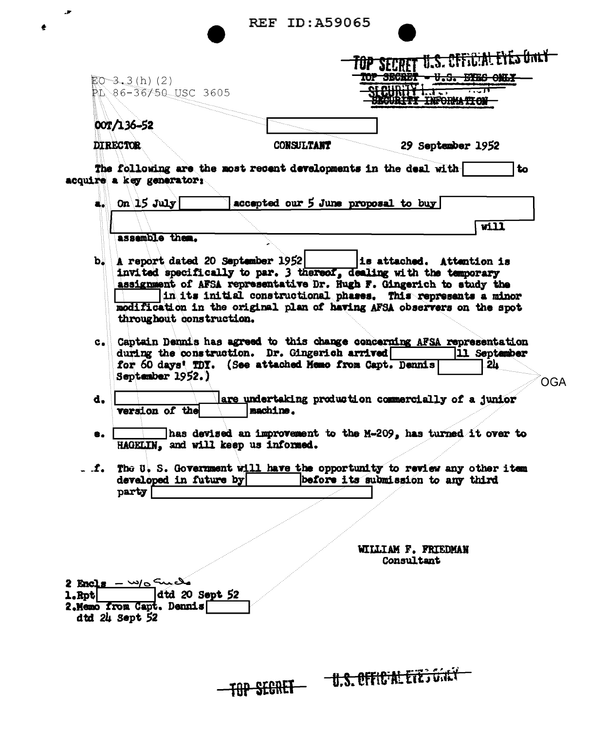REF ID:A59065

~~TOP SECRET U.S. OFFICIAL EYES ONLY~~
~~TOP SECRET - U.S. EYES ONLY~~
~~SECURITY INFORMATION~~

EO 3.3(h)(2)
PL 86-36/50 USC 3605

OOT/136-52

DIRECTOR CONSULTANT 29 September 1952

The following are the most recent developments in the deal with [redacted] to acquire a key generator:

a. On 15 July [redacted] accepted our 5 June proposal to buy [redacted] will assemble them.

b. A report dated 20 September 1952 [redacted] is attached. Attention is invited specifically to par. 3 thereof, dealing with the temporary assignment of AFSA representative Dr. Hugh F. Gingerich to study the [redacted] in its initial constructional phases. This represents a minor modification in the original plan of having AFSA observers on the spot throughout construction.

c. Captain Dennis has agreed to this change concerning AFSA representation during the construction. Dr. Gingerich arrived [redacted] 11 September for 60 days' TDY. (See attached Memo from Capt. Dennis [redacted] 24 September 1952.)

OGA

d. [redacted] are undertaking production commercially of a junior version of the [redacted] machine.

e. [redacted] has devised an improvement to the M-209, has turned it over to HAGELIN, and will keep us informed.

f. The U. S. Government will have the opportunity to review any other item developed in future by [redacted] before its submission to any third party [redacted]

WILLIAM F. FRIEDMAN
Consultant

2 Encls — w/o encls
1.Rpt [redacted] dtd 20 Sept 52
2.Memo from Capt. Dennis [redacted] dtd 24 Sept 52

~~TOP SECRET~~ ~~U.S. OFFICIAL EYES ONLY~~